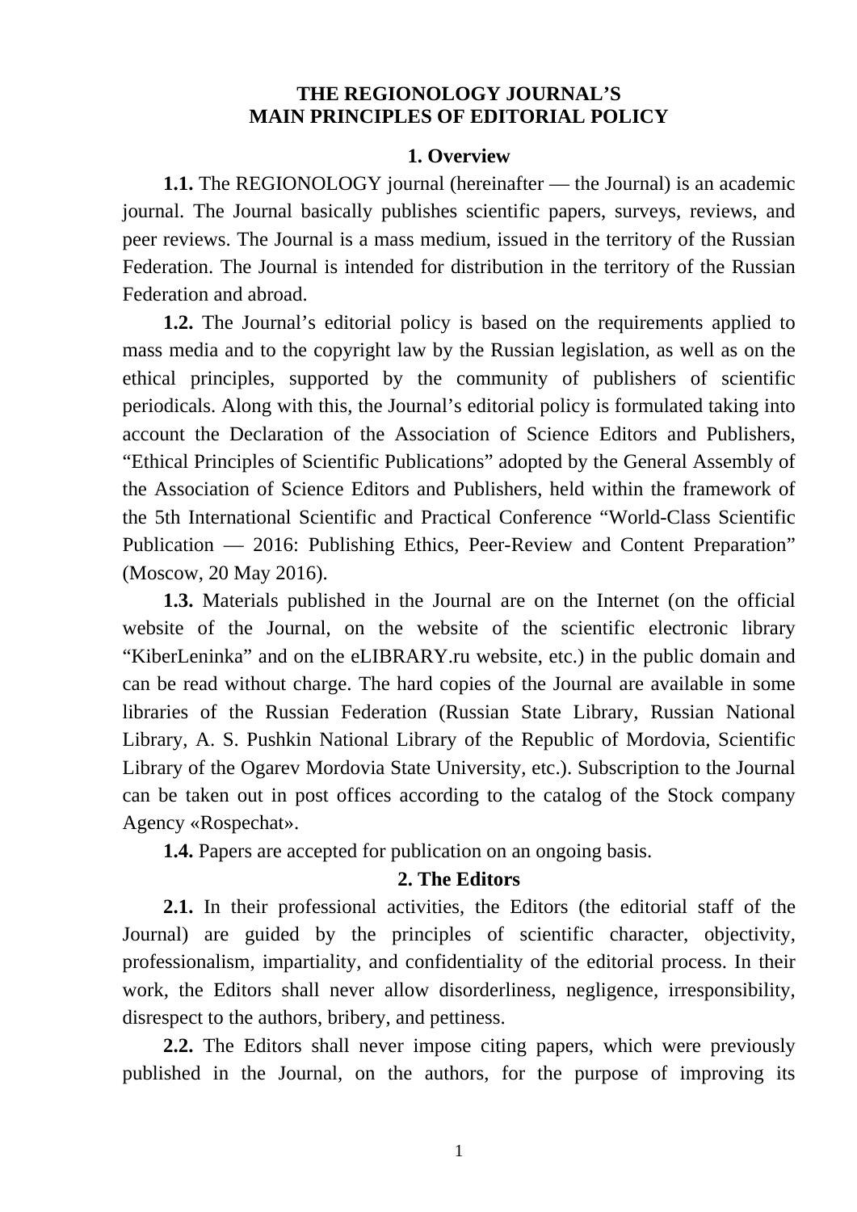# THE REGIONOLOGY JOURNAL'S MAIN PRINCIPLES OF EDITORIAL POLICY

## 1. Overview

**1.1.** The REGIONOLOGY journal (hereinafter — the Journal) is an academic journal. The Journal basically publishes scientific papers, surveys, reviews, and peer reviews. The Journal is a mass medium, issued in the territory of the Russian Federation. The Journal is intended for distribution in the territory of the Russian Federation and abroad.

**1.2.** The Journal's editorial policy is based on the requirements applied to mass media and to the copyright law by the Russian legislation, as well as on the ethical principles, supported by the community of publishers of scientific periodicals. Along with this, the Journal's editorial policy is formulated taking into account the Declaration of the Association of Science Editors and Publishers, "Ethical Principles of Scientific Publications" adopted by the General Assembly of the Association of Science Editors and Publishers, held within the framework of the 5th International Scientific and Practical Conference "World-Class Scientific Publication — 2016: Publishing Ethics, Peer-Review and Content Preparation" (Moscow, 20 May 2016).

**1.3.** Materials published in the Journal are on the Internet (on the official website of the Journal, on the website of the scientific electronic library "KiberLeninka" and on the eLIBRARY.ru website, etc.) in the public domain and can be read without charge. The hard copies of the Journal are available in some libraries of the Russian Federation (Russian State Library, Russian National Library, A. S. Pushkin National Library of the Republic of Mordovia, Scientific Library of the Ogarev Mordovia State University, etc.). Subscription to the Journal can be taken out in post offices according to the catalog of the Stock company Agency «Rospechat».

**1.4.** Papers are accepted for publication on an ongoing basis.

## 2. The Editors

**2.1.** In their professional activities, the Editors (the editorial staff of the Journal) are guided by the principles of scientific character, objectivity, professionalism, impartiality, and confidentiality of the editorial process. In their work, the Editors shall never allow disorderliness, negligence, irresponsibility, disrespect to the authors, bribery, and pettiness.

**2.2.** The Editors shall never impose citing papers, which were previously published in the Journal, on the authors, for the purpose of improving its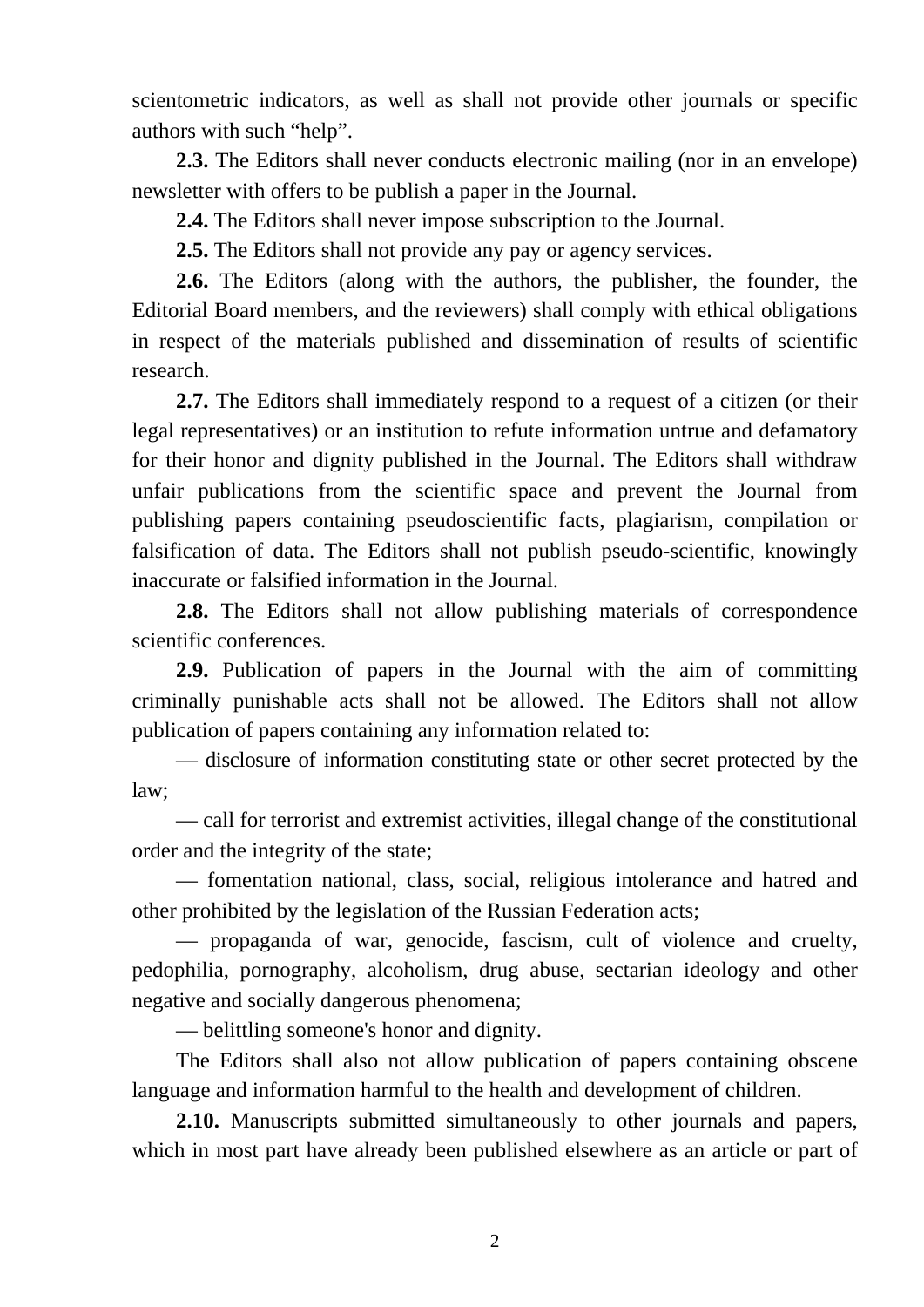scientometric indicators, as well as shall not provide other journals or specific authors with such “help”.

**2.3.** The Editors shall never conducts electronic mailing (nor in an envelope) newsletter with offers to be publish a paper in the Journal.

**2.4.** The Editors shall never impose subscription to the Journal.

**2.5.** The Editors shall not provide any pay or agency services.

**2.6.** The Editors (along with the authors, the publisher, the founder, the Editorial Board members, and the reviewers) shall comply with ethical obligations in respect of the materials published and dissemination of results of scientific research.

**2.7.** The Editors shall immediately respond to a request of a citizen (or their legal representatives) or an institution to refute information untrue and defamatory for their honor and dignity published in the Journal. The Editors shall withdraw unfair publications from the scientific space and prevent the Journal from publishing papers containing pseudoscientific facts, plagiarism, compilation or falsification of data. The Editors shall not publish pseudo-scientific, knowingly inaccurate or falsified information in the Journal.

**2.8.** The Editors shall not allow publishing materials of correspondence scientific conferences.

**2.9.** Publication of papers in the Journal with the aim of committing criminally punishable acts shall not be allowed. The Editors shall not allow publication of papers containing any information related to:

— disclosure of information constituting state or other secret protected by the law;

— call for terrorist and extremist activities, illegal change of the constitutional order and the integrity of the state;

— fomentation national, class, social, religious intolerance and hatred and other prohibited by the legislation of the Russian Federation acts;

— propaganda of war, genocide, fascism, cult of violence and cruelty, pedophilia, pornography, alcoholism, drug abuse, sectarian ideology and other negative and socially dangerous phenomena;

— belittling someone's honor and dignity.

The Editors shall also not allow publication of papers containing obscene language and information harmful to the health and development of children.

**2.10.** Manuscripts submitted simultaneously to other journals and papers, which in most part have already been published elsewhere as an article or part of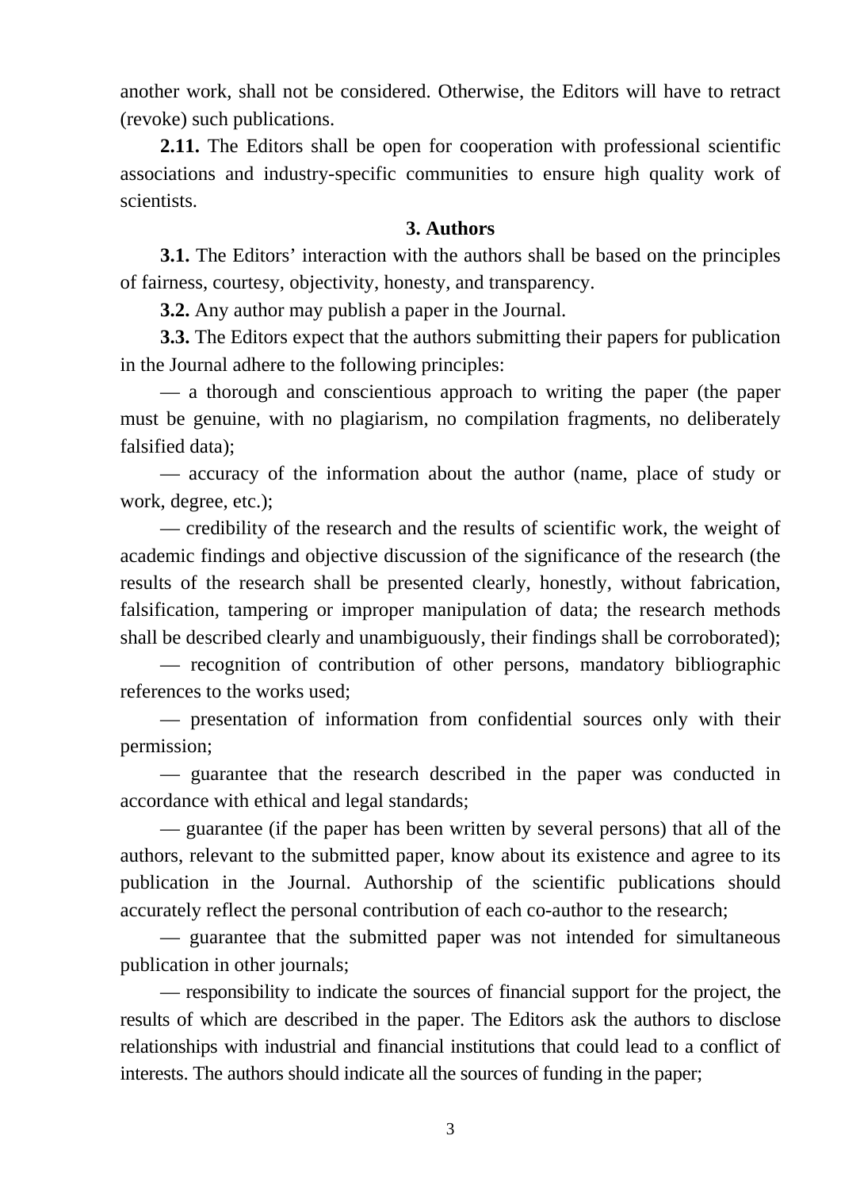another work, shall not be considered. Otherwise, the Editors will have to retract (revoke) such publications.

**2.11.** The Editors shall be open for cooperation with professional scientific associations and industry-specific communities to ensure high quality work of scientists.

## 3. Authors

**3.1.** The Editors' interaction with the authors shall be based on the principles of fairness, courtesy, objectivity, honesty, and transparency.

**3.2.** Any author may publish a paper in the Journal.

**3.3.** The Editors expect that the authors submitting their papers for publication in the Journal adhere to the following principles:

— a thorough and conscientious approach to writing the paper (the paper must be genuine, with no plagiarism, no compilation fragments, no deliberately falsified data);

— accuracy of the information about the author (name, place of study or work, degree, etc.);

— credibility of the research and the results of scientific work, the weight of academic findings and objective discussion of the significance of the research (the results of the research shall be presented clearly, honestly, without fabrication, falsification, tampering or improper manipulation of data; the research methods shall be described clearly and unambiguously, their findings shall be corroborated);

— recognition of contribution of other persons, mandatory bibliographic references to the works used;

— presentation of information from confidential sources only with their permission;

— guarantee that the research described in the paper was conducted in accordance with ethical and legal standards;

— guarantee (if the paper has been written by several persons) that all of the authors, relevant to the submitted paper, know about its existence and agree to its publication in the Journal. Authorship of the scientific publications should accurately reflect the personal contribution of each co-author to the research;

— guarantee that the submitted paper was not intended for simultaneous publication in other journals;

— responsibility to indicate the sources of financial support for the project, the results of which are described in the paper. The Editors ask the authors to disclose relationships with industrial and financial institutions that could lead to a conflict of interests. The authors should indicate all the sources of funding in the paper;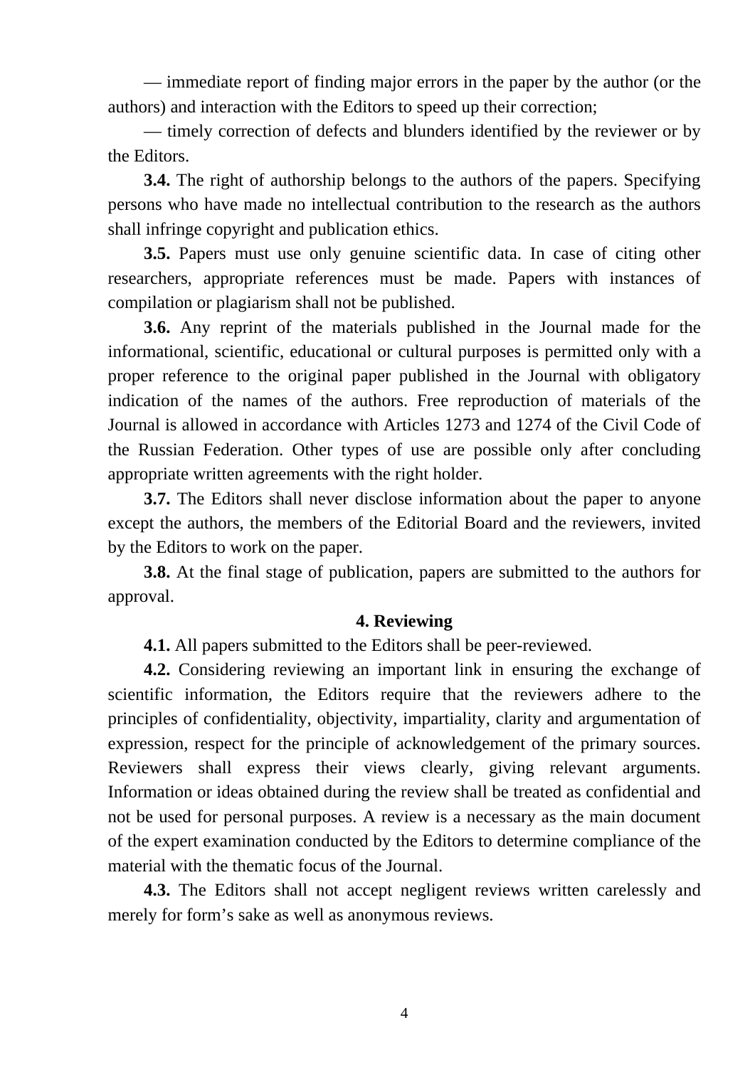— immediate report of finding major errors in the paper by the author (or the authors) and interaction with the Editors to speed up their correction;

— timely correction of defects and blunders identified by the reviewer or by the Editors.

**3.4.** The right of authorship belongs to the authors of the papers. Specifying persons who have made no intellectual contribution to the research as the authors shall infringe copyright and publication ethics.

**3.5.** Papers must use only genuine scientific data. In case of citing other researchers, appropriate references must be made. Papers with instances of compilation or plagiarism shall not be published.

**3.6.** Any reprint of the materials published in the Journal made for the informational, scientific, educational or cultural purposes is permitted only with a proper reference to the original paper published in the Journal with obligatory indication of the names of the authors. Free reproduction of materials of the Journal is allowed in accordance with Articles 1273 and 1274 of the Civil Code of the Russian Federation. Other types of use are possible only after concluding appropriate written agreements with the right holder.

**3.7.** The Editors shall never disclose information about the paper to anyone except the authors, the members of the Editorial Board and the reviewers, invited by the Editors to work on the paper.

**3.8.** At the final stage of publication, papers are submitted to the authors for approval.

## 4. Reviewing

**4.1.** All papers submitted to the Editors shall be peer-reviewed.

**4.2.** Considering reviewing an important link in ensuring the exchange of scientific information, the Editors require that the reviewers adhere to the principles of confidentiality, objectivity, impartiality, clarity and argumentation of expression, respect for the principle of acknowledgement of the primary sources. Reviewers shall express their views clearly, giving relevant arguments. Information or ideas obtained during the review shall be treated as confidential and not be used for personal purposes. A review is a necessary as the main document of the expert examination conducted by the Editors to determine compliance of the material with the thematic focus of the Journal.

**4.3.** The Editors shall not accept negligent reviews written carelessly and merely for form's sake as well as anonymous reviews.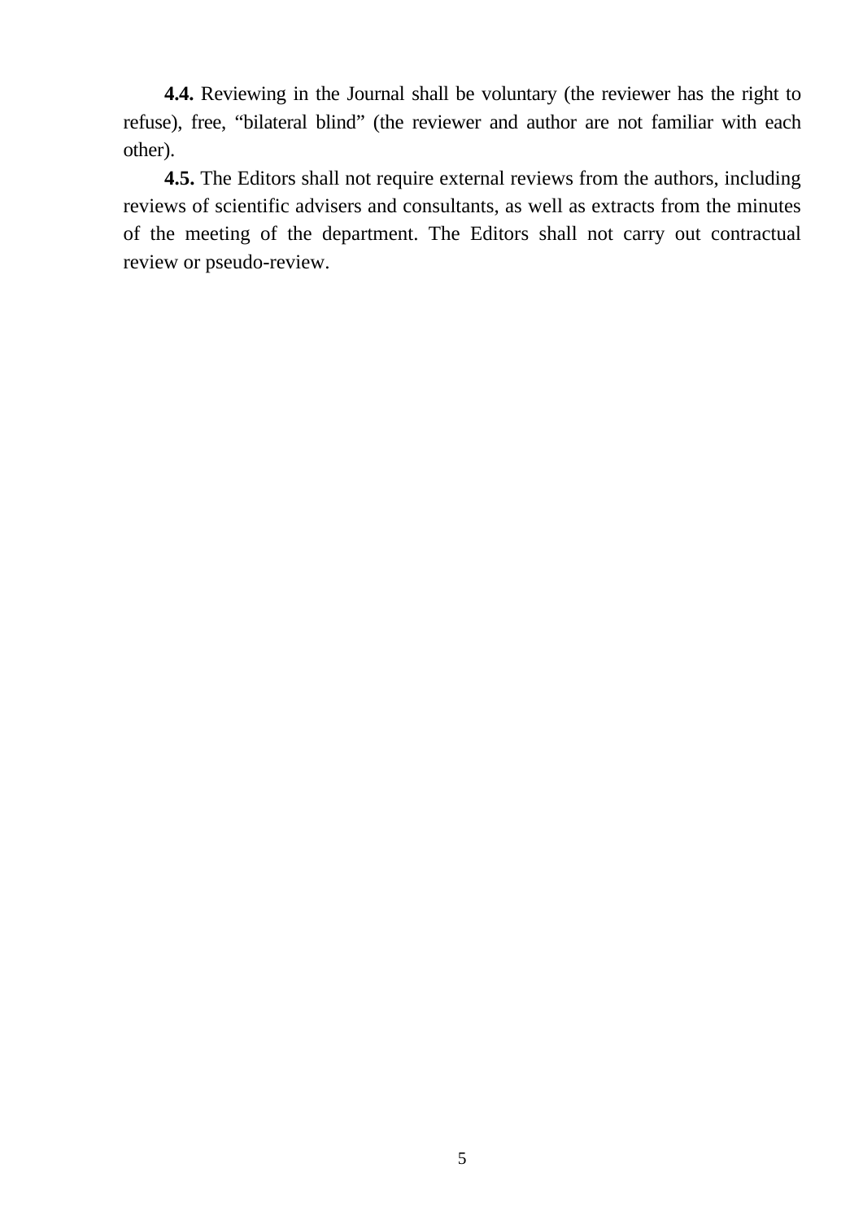**4.4.** Reviewing in the Journal shall be voluntary (the reviewer has the right to refuse), free, “bilateral blind” (the reviewer and author are not familiar with each other).

**4.5.** The Editors shall not require external reviews from the authors, including reviews of scientific advisers and consultants, as well as extracts from the minutes of the meeting of the department. The Editors shall not carry out contractual review or pseudo-review.